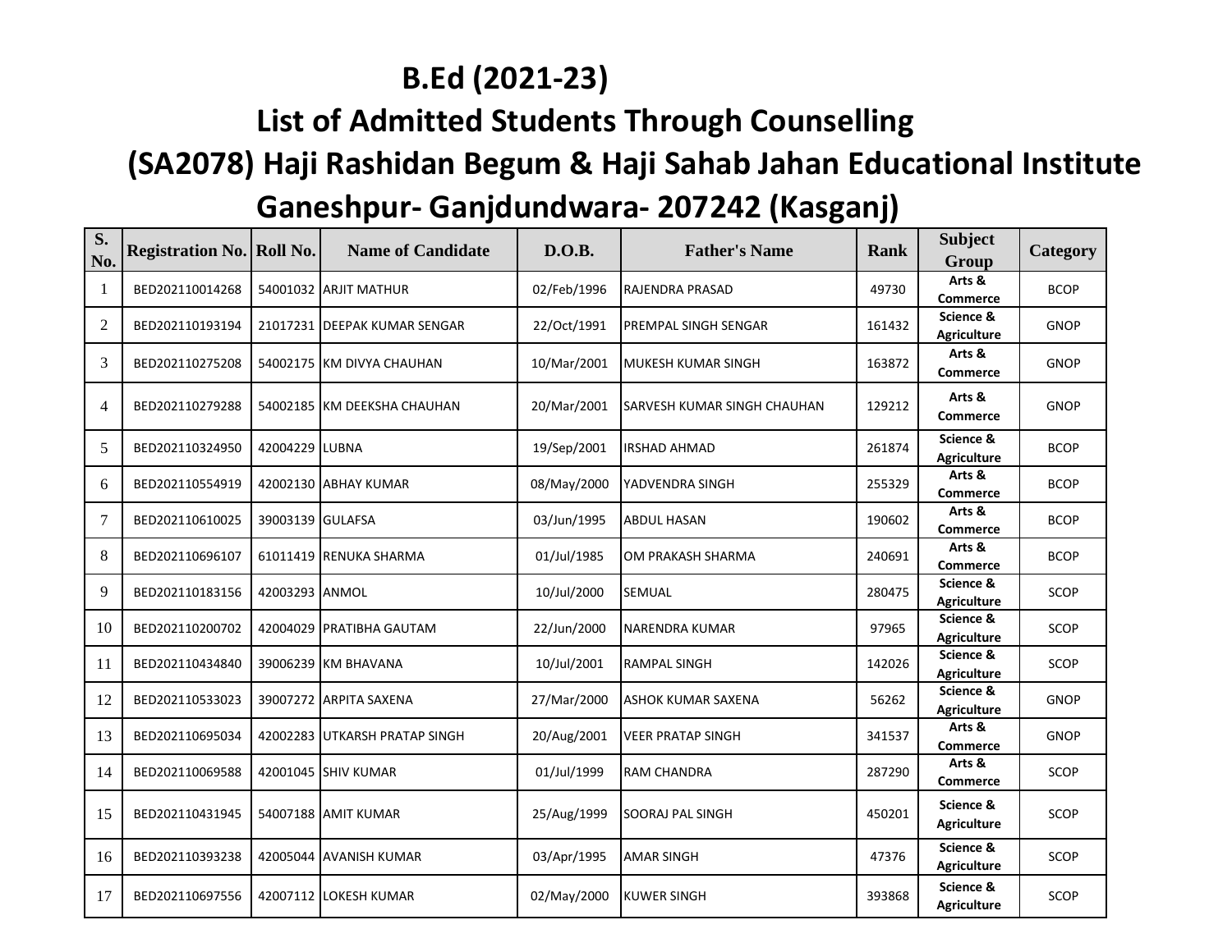# B.Ed (2021-23)

## List of Admitted Students Through Counselling

## (SA2078) Haji Rashidan Begum & Haji Sahab Jahan Educational Institute

## Ganeshpur- Ganjdundwara- 207242 (Kasganj)

| S. No. | Registration No. | Roll No. | Name of Candidate | D.O.B. | Father's Name | Rank | Subject Group | Category |
|---|---|---|---|---|---|---|---|---|
| 1 | BED202110014268 | 54001032 | ARJIT MATHUR | 02/Feb/1996 | RAJENDRA PRASAD | 49730 | Arts & Commerce | BCOP |
| 2 | BED202110193194 | 21017231 | DEEPAK KUMAR SENGAR | 22/Oct/1991 | PREMPAL SINGH SENGAR | 161432 | Science & Agriculture | GNOP |
| 3 | BED202110275208 | 54002175 | KM DIVYA CHAUHAN | 10/Mar/2001 | MUKESH KUMAR SINGH | 163872 | Arts & Commerce | GNOP |
| 4 | BED202110279288 | 54002185 | KM DEEKSHA CHAUHAN | 20/Mar/2001 | SARVESH KUMAR SINGH CHAUHAN | 129212 | Arts & Commerce | GNOP |
| 5 | BED202110324950 | 42004229 | LUBNA | 19/Sep/2001 | IRSHAD AHMAD | 261874 | Science & Agriculture | BCOP |
| 6 | BED202110554919 | 42002130 | ABHAY KUMAR | 08/May/2000 | YADVENDRA SINGH | 255329 | Arts & Commerce | BCOP |
| 7 | BED202110610025 | 39003139 | GULAFSA | 03/Jun/1995 | ABDUL HASAN | 190602 | Arts & Commerce | BCOP |
| 8 | BED202110696107 | 61011419 | RENUKA SHARMA | 01/Jul/1985 | OM PRAKASH SHARMA | 240691 | Arts & Commerce | BCOP |
| 9 | BED202110183156 | 42003293 | ANMOL | 10/Jul/2000 | SEMUAL | 280475 | Science & Agriculture | SCOP |
| 10 | BED202110200702 | 42004029 | PRATIBHA GAUTAM | 22/Jun/2000 | NARENDRA KUMAR | 97965 | Science & Agriculture | SCOP |
| 11 | BED202110434840 | 39006239 | KM BHAVANA | 10/Jul/2001 | RAMPAL SINGH | 142026 | Science & Agriculture | SCOP |
| 12 | BED202110533023 | 39007272 | ARPITA SAXENA | 27/Mar/2000 | ASHOK KUMAR SAXENA | 56262 | Science & Agriculture | GNOP |
| 13 | BED202110695034 | 42002283 | UTKARSH PRATAP SINGH | 20/Aug/2001 | VEER PRATAP SINGH | 341537 | Arts & Commerce | GNOP |
| 14 | BED202110069588 | 42001045 | SHIV KUMAR | 01/Jul/1999 | RAM CHANDRA | 287290 | Arts & Commerce | SCOP |
| 15 | BED202110431945 | 54007188 | AMIT KUMAR | 25/Aug/1999 | SOORAJ PAL SINGH | 450201 | Science & Agriculture | SCOP |
| 16 | BED202110393238 | 42005044 | AVANISH KUMAR | 03/Apr/1995 | AMAR SINGH | 47376 | Science & Agriculture | SCOP |
| 17 | BED202110697556 | 42007112 | LOKESH KUMAR | 02/May/2000 | KUWER SINGH | 393868 | Science & Agriculture | SCOP |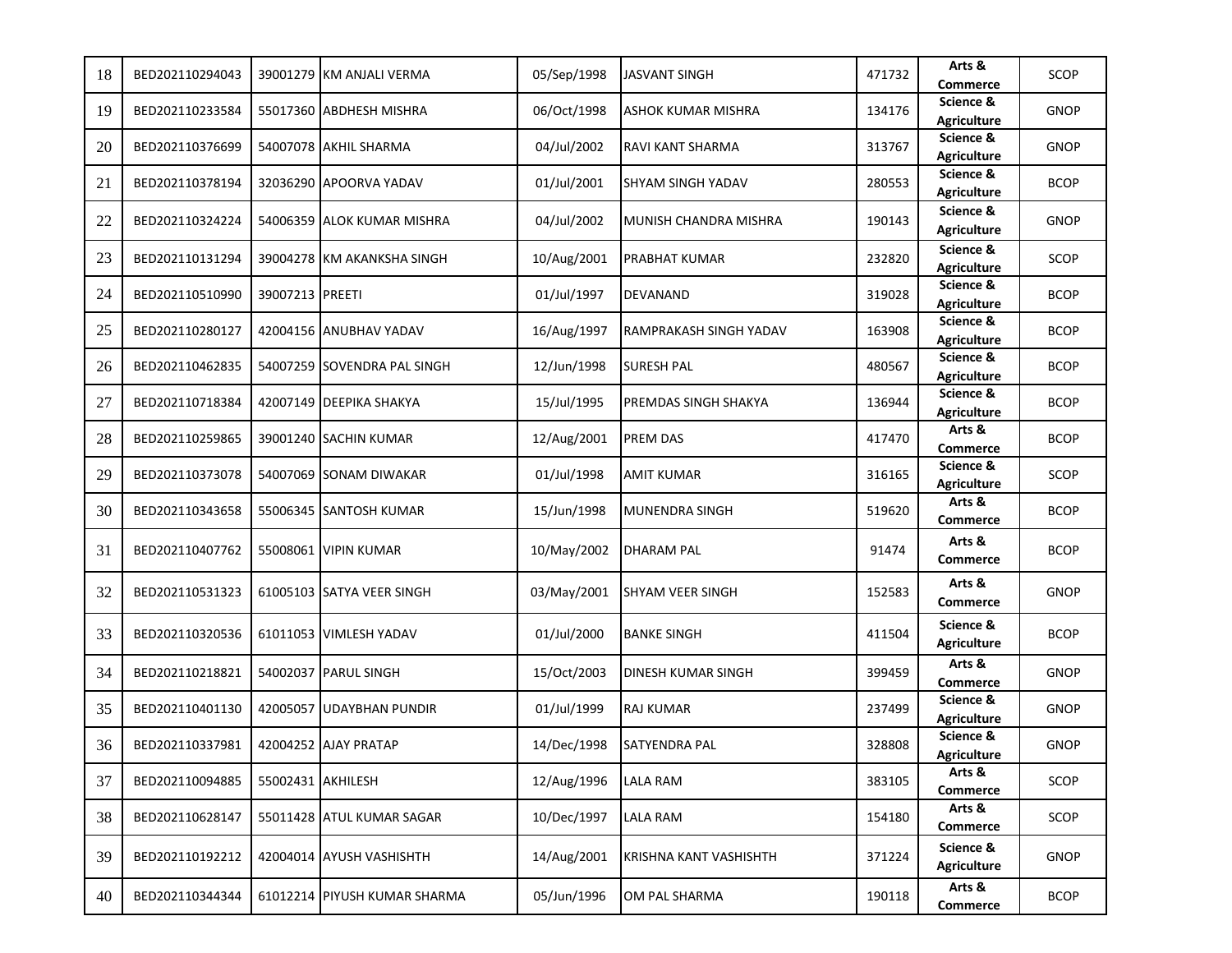| 18 | BED202110294043 | 39001279 | KM ANJALI VERMA | 05/Sep/1998 | JASVANT SINGH | 471732 | Arts & Commerce | SCOP |
|---|---|---|---|---|---|---|---|---|
| 19 | BED202110233584 | 55017360 | ABDHESH MISHRA | 06/Oct/1998 | ASHOK KUMAR MISHRA | 134176 | Science & Agriculture | GNOP |
| 20 | BED202110376699 | 54007078 | AKHIL SHARMA | 04/Jul/2002 | RAVI KANT SHARMA | 313767 | Science & Agriculture | GNOP |
| 21 | BED202110378194 | 32036290 | APOORVA YADAV | 01/Jul/2001 | SHYAM SINGH YADAV | 280553 | Science & Agriculture | BCOP |
| 22 | BED202110324224 | 54006359 | ALOK KUMAR MISHRA | 04/Jul/2002 | MUNISH CHANDRA MISHRA | 190143 | Science & Agriculture | GNOP |
| 23 | BED202110131294 | 39004278 | KM AKANKSHA SINGH | 10/Aug/2001 | PRABHAT KUMAR | 232820 | Science & Agriculture | SCOP |
| 24 | BED202110510990 | 39007213 | PREETI | 01/Jul/1997 | DEVANAND | 319028 | Science & Agriculture | BCOP |
| 25 | BED202110280127 | 42004156 | ANUBHAV YADAV | 16/Aug/1997 | RAMPRAKASH SINGH YADAV | 163908 | Science & Agriculture | BCOP |
| 26 | BED202110462835 | 54007259 | SOVENDRA PAL SINGH | 12/Jun/1998 | SURESH PAL | 480567 | Science & Agriculture | BCOP |
| 27 | BED202110718384 | 42007149 | DEEPIKA SHAKYA | 15/Jul/1995 | PREMDAS SINGH SHAKYA | 136944 | Science & Agriculture | BCOP |
| 28 | BED202110259865 | 39001240 | SACHIN KUMAR | 12/Aug/2001 | PREM DAS | 417470 | Arts & Commerce | BCOP |
| 29 | BED202110373078 | 54007069 | SONAM DIWAKAR | 01/Jul/1998 | AMIT KUMAR | 316165 | Science & Agriculture | SCOP |
| 30 | BED202110343658 | 55006345 | SANTOSH KUMAR | 15/Jun/1998 | MUNENDRA SINGH | 519620 | Arts & Commerce | BCOP |
| 31 | BED202110407762 | 55008061 | VIPIN KUMAR | 10/May/2002 | DHARAM PAL | 91474 | Arts & Commerce | BCOP |
| 32 | BED202110531323 | 61005103 | SATYA VEER SINGH | 03/May/2001 | SHYAM VEER SINGH | 152583 | Arts & Commerce | GNOP |
| 33 | BED202110320536 | 61011053 | VIMLESH YADAV | 01/Jul/2000 | BANKE SINGH | 411504 | Science & Agriculture | BCOP |
| 34 | BED202110218821 | 54002037 | PARUL SINGH | 15/Oct/2003 | DINESH KUMAR SINGH | 399459 | Arts & Commerce | GNOP |
| 35 | BED202110401130 | 42005057 | UDAYBHAN PUNDIR | 01/Jul/1999 | RAJ KUMAR | 237499 | Science & Agriculture | GNOP |
| 36 | BED202110337981 | 42004252 | AJAY PRATAP | 14/Dec/1998 | SATYENDRA PAL | 328808 | Science & Agriculture | GNOP |
| 37 | BED202110094885 | 55002431 | AKHILESH | 12/Aug/1996 | LALA RAM | 383105 | Arts & Commerce | SCOP |
| 38 | BED202110628147 | 55011428 | ATUL KUMAR SAGAR | 10/Dec/1997 | LALA RAM | 154180 | Arts & Commerce | SCOP |
| 39 | BED202110192212 | 42004014 | AYUSH VASHISHTH | 14/Aug/2001 | KRISHNA KANT VASHISHTH | 371224 | Science & Agriculture | GNOP |
| 40 | BED202110344344 | 61012214 | PIYUSH KUMAR SHARMA | 05/Jun/1996 | OM PAL SHARMA | 190118 | Arts & Commerce | BCOP |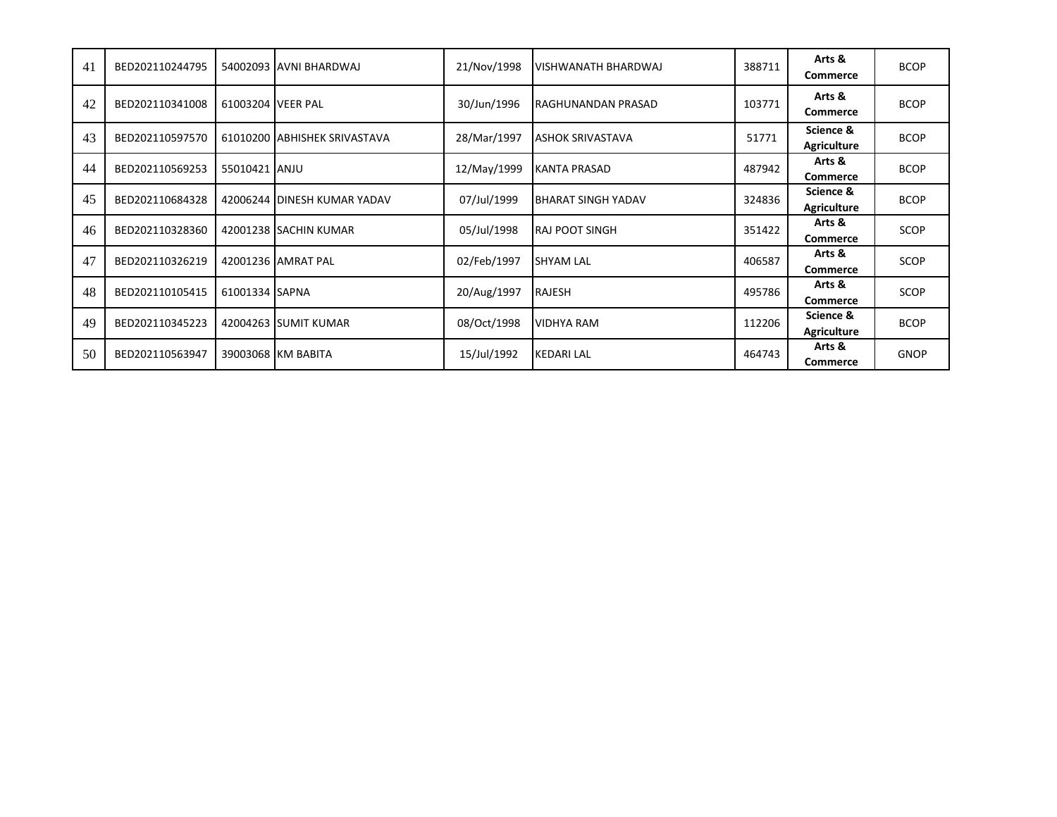| | | | | | | | | |
|---|---|---|---|---|---|---|---|---|
| 41 | BED202110244795 | 54002093 | AVNI BHARDWAJ | 21/Nov/1998 | VISHWANATH BHARDWAJ | 388711 | **Arts & Commerce** | BCOP |
| 42 | BED202110341008 | 61003204 | VEER PAL | 30/Jun/1996 | RAGHUNANDAN PRASAD | 103771 | **Arts & Commerce** | BCOP |
| 43 | BED202110597570 | 61010200 | ABHISHEK SRIVASTAVA | 28/Mar/1997 | ASHOK SRIVASTAVA | 51771 | **Science & Agriculture** | BCOP |
| 44 | BED202110569253 | 55010421 | ANJU | 12/May/1999 | KANTA PRASAD | 487942 | **Arts & Commerce** | BCOP |
| 45 | BED202110684328 | 42006244 | DINESH KUMAR YADAV | 07/Jul/1999 | BHARAT SINGH YADAV | 324836 | **Science & Agriculture** | BCOP |
| 46 | BED202110328360 | 42001238 | SACHIN KUMAR | 05/Jul/1998 | RAJ POOT SINGH | 351422 | **Arts & Commerce** | SCOP |
| 47 | BED202110326219 | 42001236 | AMRAT PAL | 02/Feb/1997 | SHYAM LAL | 406587 | **Arts & Commerce** | SCOP |
| 48 | BED202110105415 | 61001334 | SAPNA | 20/Aug/1997 | RAJESH | 495786 | **Arts & Commerce** | SCOP |
| 49 | BED202110345223 | 42004263 | SUMIT KUMAR | 08/Oct/1998 | VIDHYA RAM | 112206 | **Science & Agriculture** | BCOP |
| 50 | BED202110563947 | 39003068 | KM BABITA | 15/Jul/1992 | KEDARI LAL | 464743 | **Arts & Commerce** | GNOP |